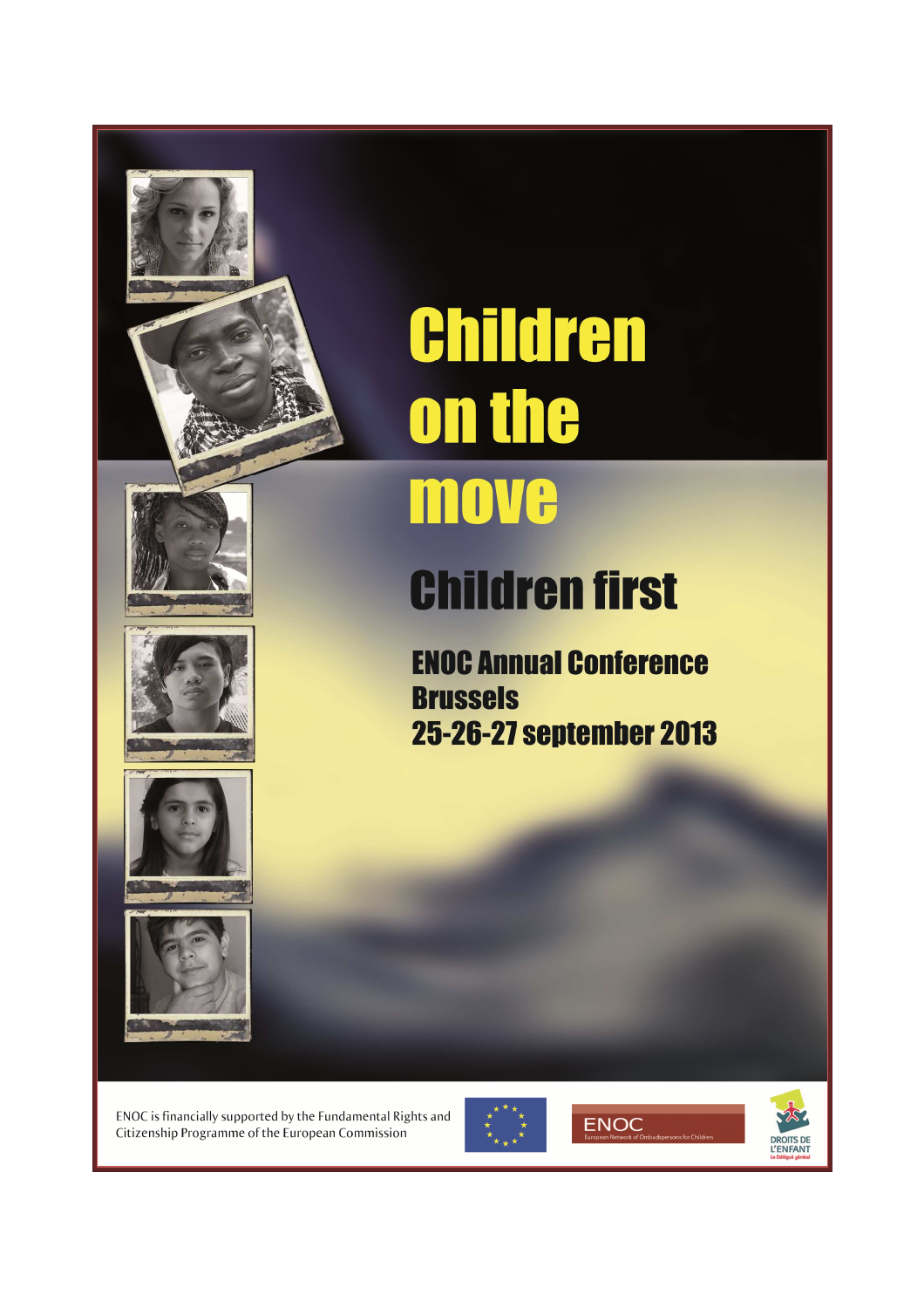# Children on the move

## Children first

### ENOC Annual Conference
### Brussels
### 25-26-27 september 2013

ENOC is financially supported by the Fundamental Rights and Citizenship Programme of the European Commission

ENOC
European Network of Ombudspersons for Children

DROITS DE L'ENFANT
Le Délégué général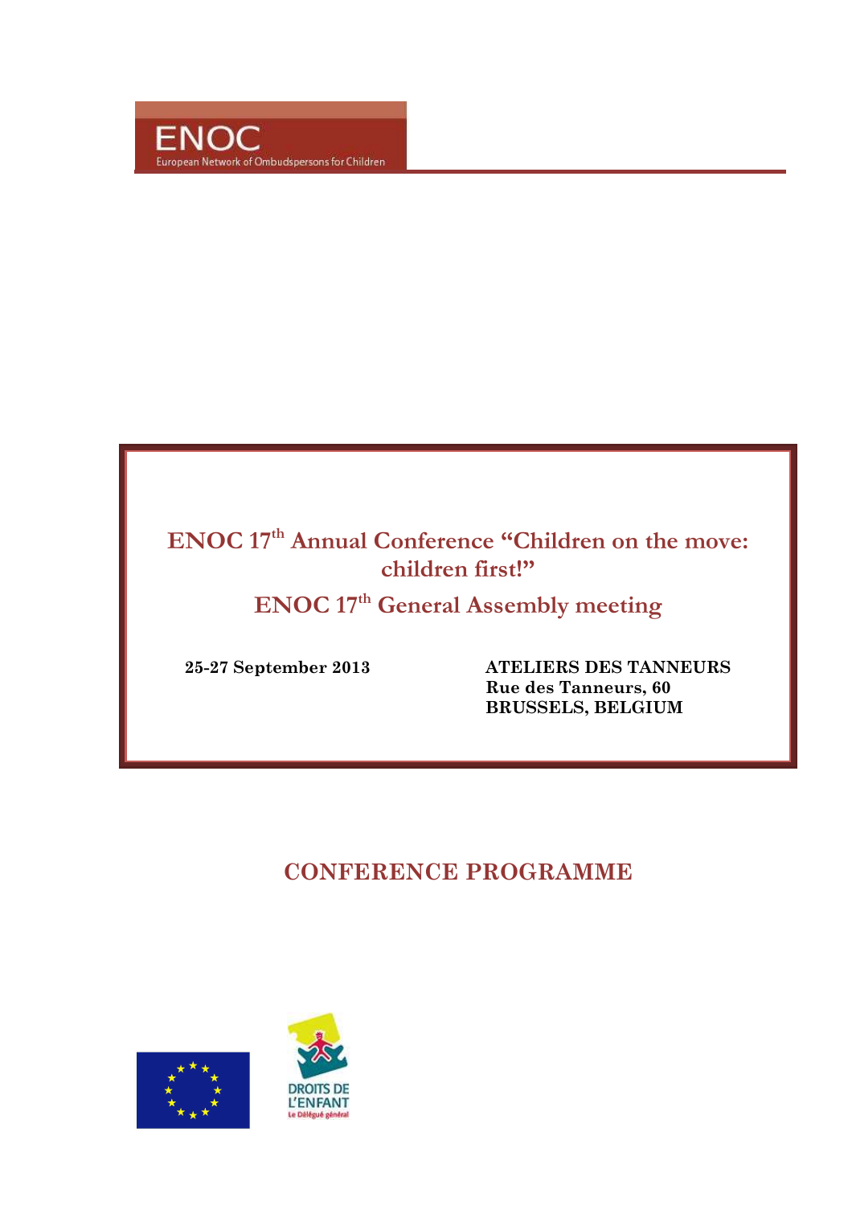ENOC

European Network of Ombudspersons for Children

# ENOC 17th Annual Conference "Children on the move: children first!"

# ENOC 17th General Assembly meeting

**25-27 September 2013**

**ATELIERS DES TANNEURS**
**Rue des Tanneurs, 60**
**BRUSSELS, BELGIUM**

## CONFERENCE PROGRAMME

DROITS DE L'ENFANT
Le Délégué général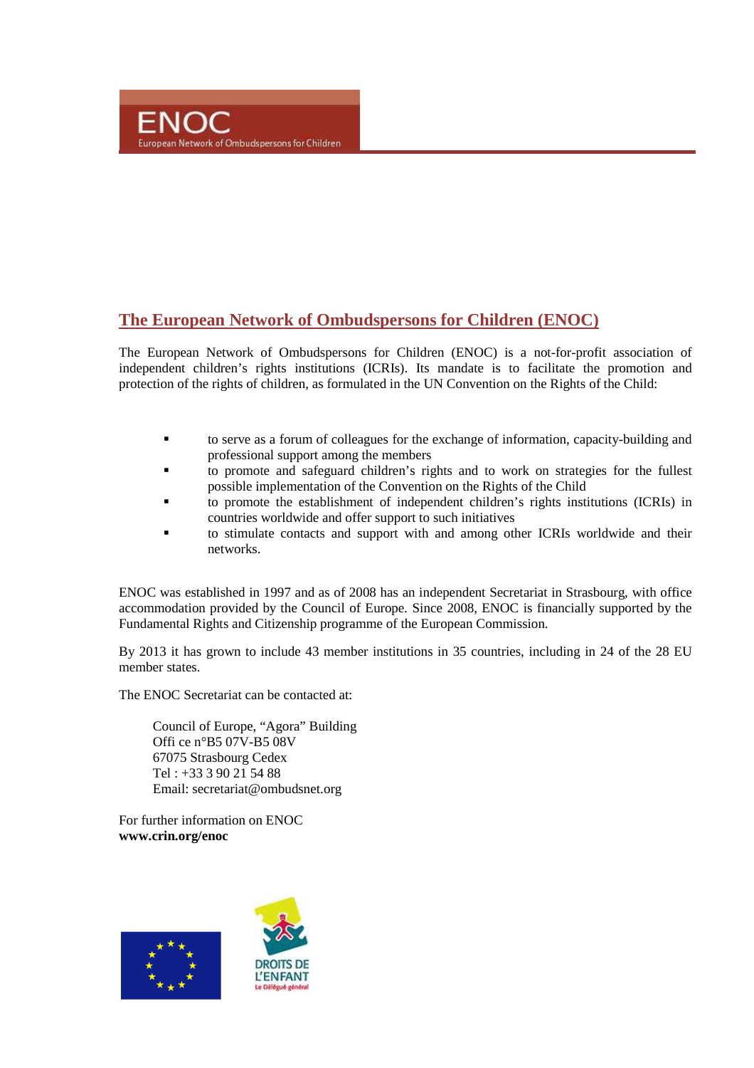## The European Network of Ombudspersons for Children (ENOC)

The European Network of Ombudspersons for Children (ENOC) is a not-for-profit association of independent children's rights institutions (ICRIs). Its mandate is to facilitate the promotion and protection of the rights of children, as formulated in the UN Convention on the Rights of the Child:

- to serve as a forum of colleagues for the exchange of information, capacity-building and professional support among the members
- to promote and safeguard children's rights and to work on strategies for the fullest possible implementation of the Convention on the Rights of the Child
- to promote the establishment of independent children's rights institutions (ICRIs) in countries worldwide and offer support to such initiatives
- to stimulate contacts and support with and among other ICRIs worldwide and their networks.

ENOC was established in 1997 and as of 2008 has an independent Secretariat in Strasbourg, with office accommodation provided by the Council of Europe. Since 2008, ENOC is financially supported by the Fundamental Rights and Citizenship programme of the European Commission.

By 2013 it has grown to include 43 member institutions in 35 countries, including in 24 of the 28 EU member states.

The ENOC Secretariat can be contacted at:

Council of Europe, "Agora" Building
Offi ce n°B5 07V-B5 08V
67075 Strasbourg Cedex
Tel : +33 3 90 21 54 88
Email: secretariat@ombudsnet.org

For further information on ENOC
**www.crin.org/enoc**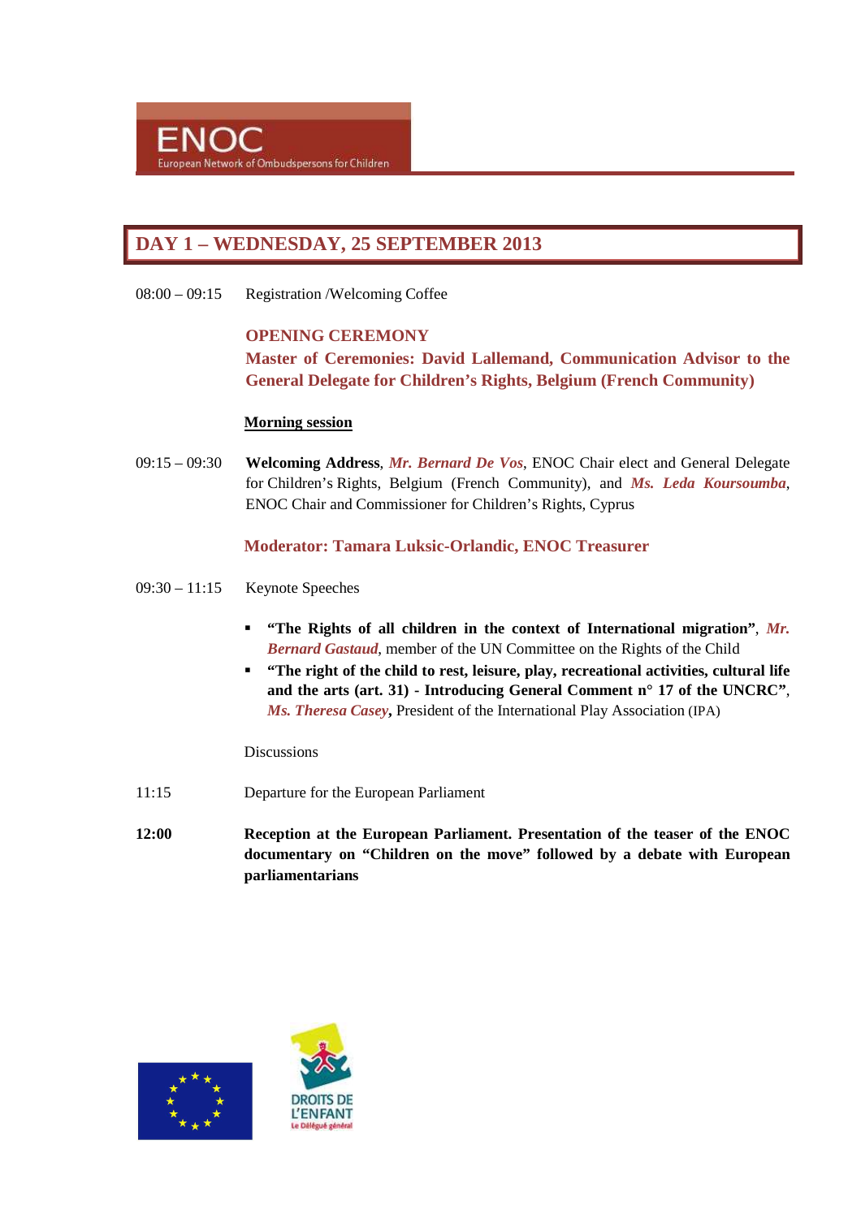## DAY 1 – WEDNESDAY, 25 SEPTEMBER 2013

08:00 – 09:15 Registration /Welcoming Coffee

**OPENING CEREMONY**

**Master of Ceremonies: David Lallemand, Communication Advisor to the General Delegate for Children's Rights, Belgium (French Community)**

**Morning session**

09:15 – 09:30 **Welcoming Address**, ***Mr. Bernard De Vos***, ENOC Chair elect and General Delegate for Children's Rights, Belgium (French Community), and ***Ms. Leda Koursoumba***, ENOC Chair and Commissioner for Children's Rights, Cyprus

**Moderator: Tamara Luksic-Orlandic, ENOC Treasurer**

09:30 – 11:15 Keynote Speeches

- **"The Rights of all children in the context of International migration"**, ***Mr. Bernard Gastaud***, member of the UN Committee on the Rights of the Child
- **"The right of the child to rest, leisure, play, recreational activities, cultural life and the arts (art. 31) - Introducing General Comment n° 17 of the UNCRC"**, ***Ms. Theresa Casey***, President of the International Play Association (IPA)

Discussions

11:15 Departure for the European Parliament

**12:00** **Reception at the European Parliament. Presentation of the teaser of the ENOC documentary on "Children on the move" followed by a debate with European parliamentarians**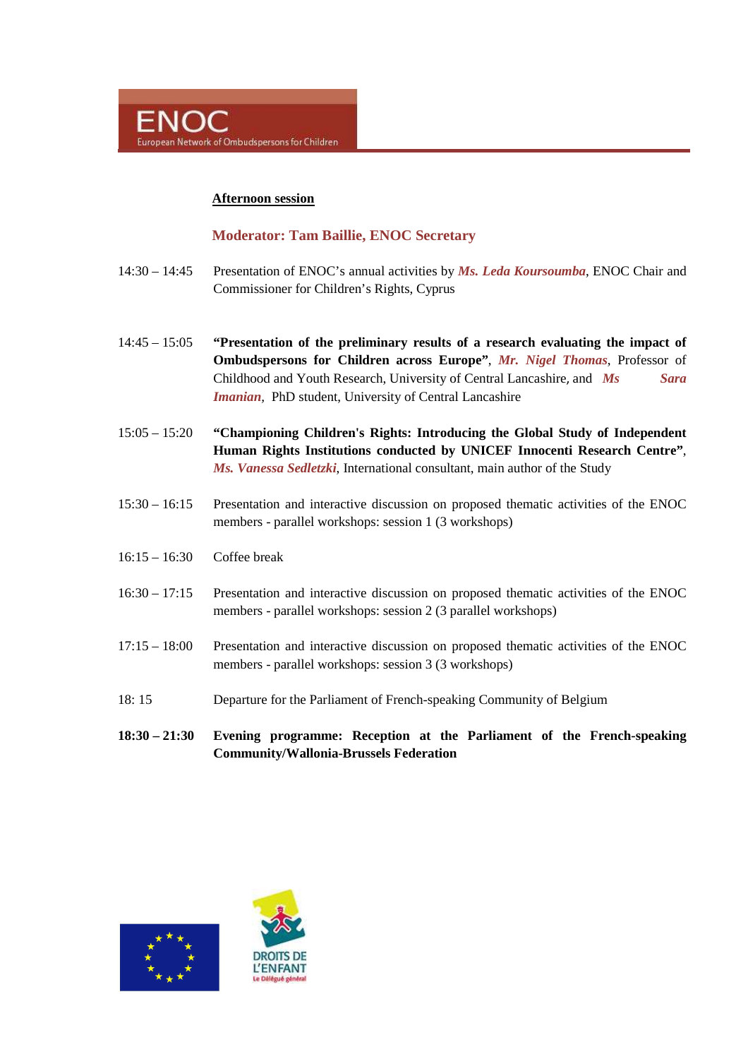**Afternoon session**

**Moderator: Tam Baillie, ENOC Secretary**

14:30 – 14:45 Presentation of ENOC's annual activities by ***Ms. Leda Koursoumba***, ENOC Chair and Commissioner for Children's Rights, Cyprus

14:45 – 15:05 **"Presentation of the preliminary results of a research evaluating the impact of Ombudspersons for Children across Europe"**, ***Mr. Nigel Thomas***, Professor of Childhood and Youth Research, University of Central Lancashire, and ***Ms Sara Imanian***, PhD student, University of Central Lancashire

15:05 – 15:20 **"Championing Children's Rights: Introducing the Global Study of Independent Human Rights Institutions conducted by UNICEF Innocenti Research Centre"**, ***Ms. Vanessa Sedletzki***, International consultant, main author of the Study

15:30 – 16:15 Presentation and interactive discussion on proposed thematic activities of the ENOC members - parallel workshops: session 1 (3 workshops)

16:15 – 16:30 Coffee break

16:30 – 17:15 Presentation and interactive discussion on proposed thematic activities of the ENOC members - parallel workshops: session 2 (3 parallel workshops)

17:15 – 18:00 Presentation and interactive discussion on proposed thematic activities of the ENOC members - parallel workshops: session 3 (3 workshops)

18: 15 Departure for the Parliament of French-speaking Community of Belgium

**18:30 – 21:30 Evening programme: Reception at the Parliament of the French-speaking Community/Wallonia-Brussels Federation**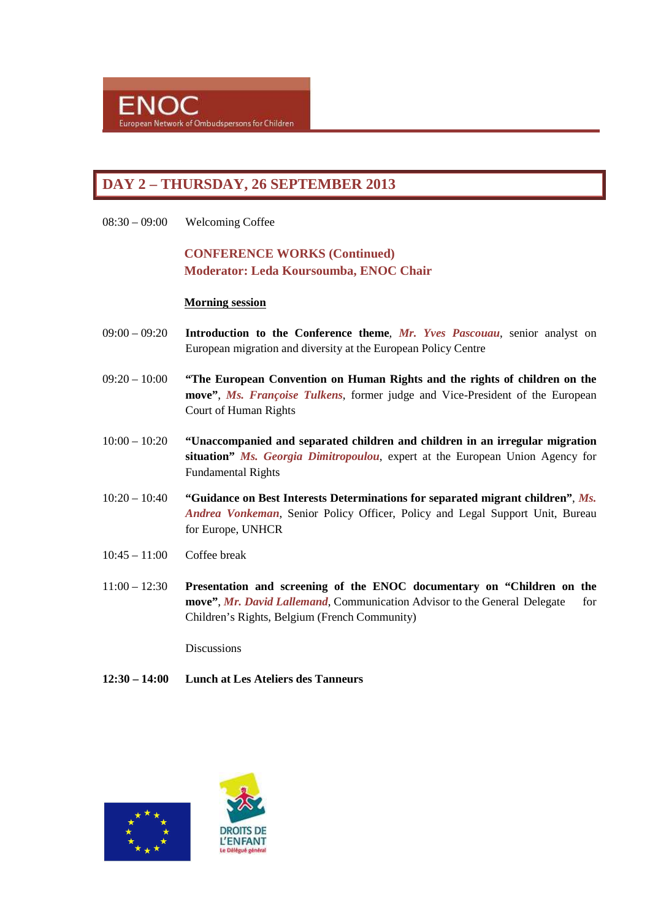## DAY 2 – THURSDAY, 26 SEPTEMBER 2013

08:30 – 09:00 Welcoming Coffee

**CONFERENCE WORKS (Continued)**
**Moderator: Leda Koursoumba, ENOC Chair**

**Morning session**

09:00 – 09:20 **Introduction to the Conference theme**, ***Mr. Yves Pascouau***, senior analyst on European migration and diversity at the European Policy Centre

09:20 – 10:00 **"The European Convention on Human Rights and the rights of children on the move"**, ***Ms. Françoise Tulkens***, former judge and Vice-President of the European Court of Human Rights

10:00 – 10:20 **"Unaccompanied and separated children and children in an irregular migration situation"** ***Ms. Georgia Dimitropoulou***, expert at the European Union Agency for Fundamental Rights

10:20 – 10:40 **"Guidance on Best Interests Determinations for separated migrant children"**, ***Ms. Andrea Vonkeman***, Senior Policy Officer, Policy and Legal Support Unit, Bureau for Europe, UNHCR

10:45 – 11:00 Coffee break

11:00 – 12:30 **Presentation and screening of the ENOC documentary on "Children on the move"**, ***Mr. David Lallemand***, Communication Advisor to the General Delegate for Children's Rights, Belgium (French Community)

Discussions

**12:30 – 14:00 Lunch at Les Ateliers des Tanneurs**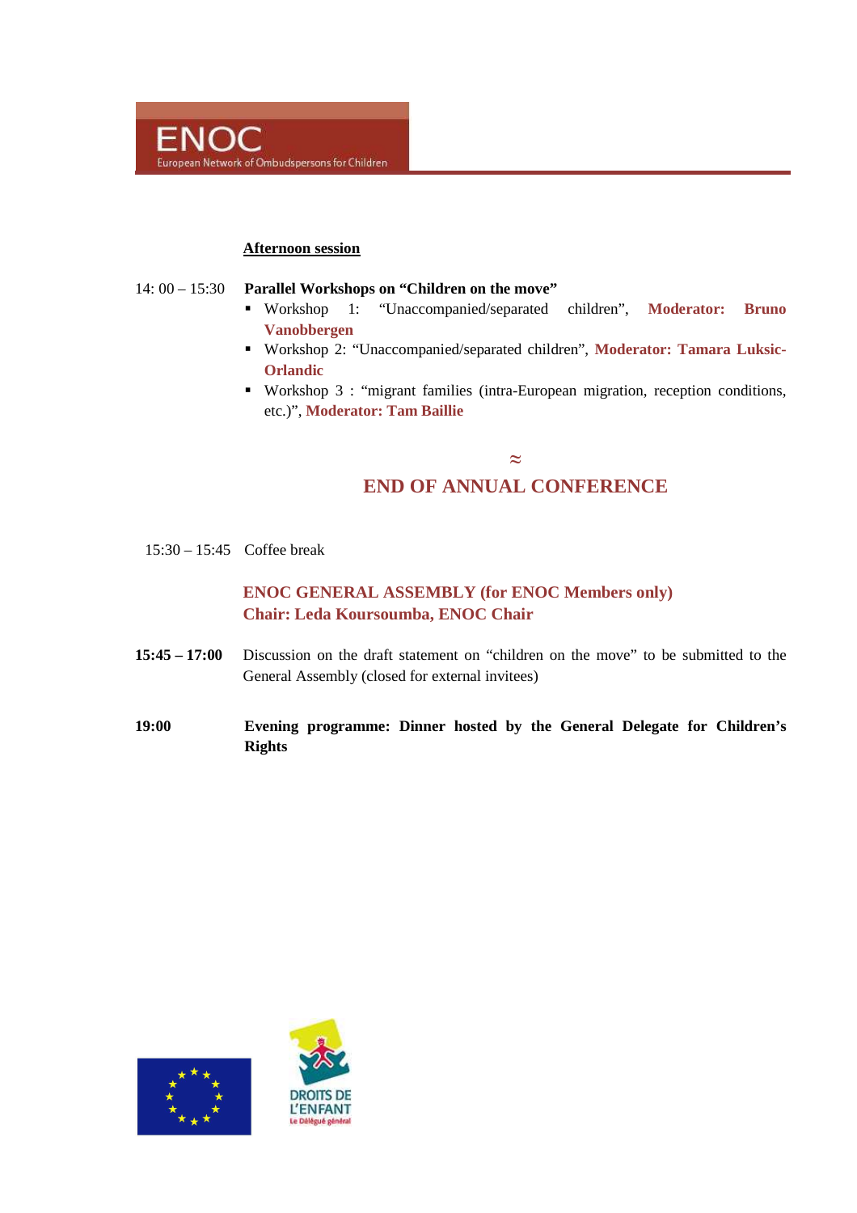**Afternoon session**

14: 00 – 15:30 **Parallel Workshops on "Children on the move"**

- Workshop 1: "Unaccompanied/separated children", **Moderator: Bruno Vanobbergen**
- Workshop 2: "Unaccompanied/separated children", **Moderator: Tamara Luksic-Orlandic**
- Workshop 3 : "migrant families (intra-European migration, reception conditions, etc.)", **Moderator: Tam Baillie**

≈

## END OF ANNUAL CONFERENCE

15:30 – 15:45 Coffee break

**ENOC GENERAL ASSEMBLY (for ENOC Members only)**
**Chair: Leda Koursoumba, ENOC Chair**

**15:45 – 17:00** Discussion on the draft statement on "children on the move" to be submitted to the General Assembly (closed for external invitees)

**19:00** **Evening programme: Dinner hosted by the General Delegate for Children's Rights**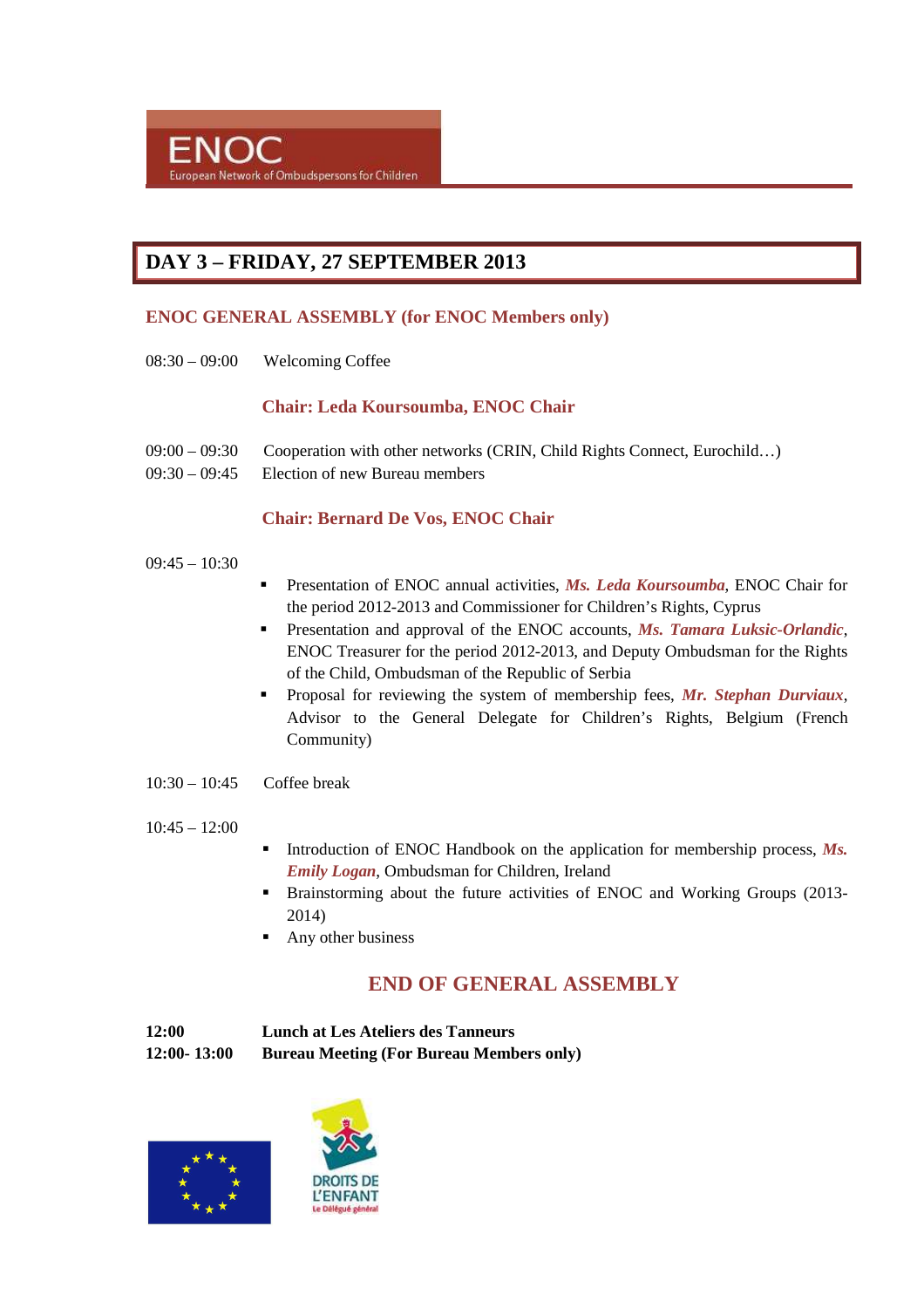ENOC

European Network of Ombudspersons for Children

## DAY 3 – FRIDAY, 27 SEPTEMBER 2013

### ENOC GENERAL ASSEMBLY (for ENOC Members only)

08:30 – 09:00 Welcoming Coffee

**Chair: Leda Koursoumba, ENOC Chair**

09:00 – 09:30 Cooperation with other networks (CRIN, Child Rights Connect, Eurochild…)

09:30 – 09:45 Election of new Bureau members

**Chair: Bernard De Vos, ENOC Chair**

09:45 – 10:30

- Presentation of ENOC annual activities, ***Ms. Leda Koursoumba***, ENOC Chair for the period 2012-2013 and Commissioner for Children's Rights, Cyprus
- Presentation and approval of the ENOC accounts, ***Ms. Tamara Luksic-Orlandic***, ENOC Treasurer for the period 2012-2013, and Deputy Ombudsman for the Rights of the Child, Ombudsman of the Republic of Serbia
- Proposal for reviewing the system of membership fees, ***Mr. Stephan Durviaux***, Advisor to the General Delegate for Children's Rights, Belgium (French Community)

10:30 – 10:45 Coffee break

10:45 – 12:00

- Introduction of ENOC Handbook on the application for membership process, ***Ms. Emily Logan***, Ombudsman for Children, Ireland
- Brainstorming about the future activities of ENOC and Working Groups (2013-2014)
- Any other business

### END OF GENERAL ASSEMBLY

**12:00 Lunch at Les Ateliers des Tanneurs**

**12:00- 13:00 Bureau Meeting (For Bureau Members only)**

DROITS DE L'ENFANT

Le Délégué général